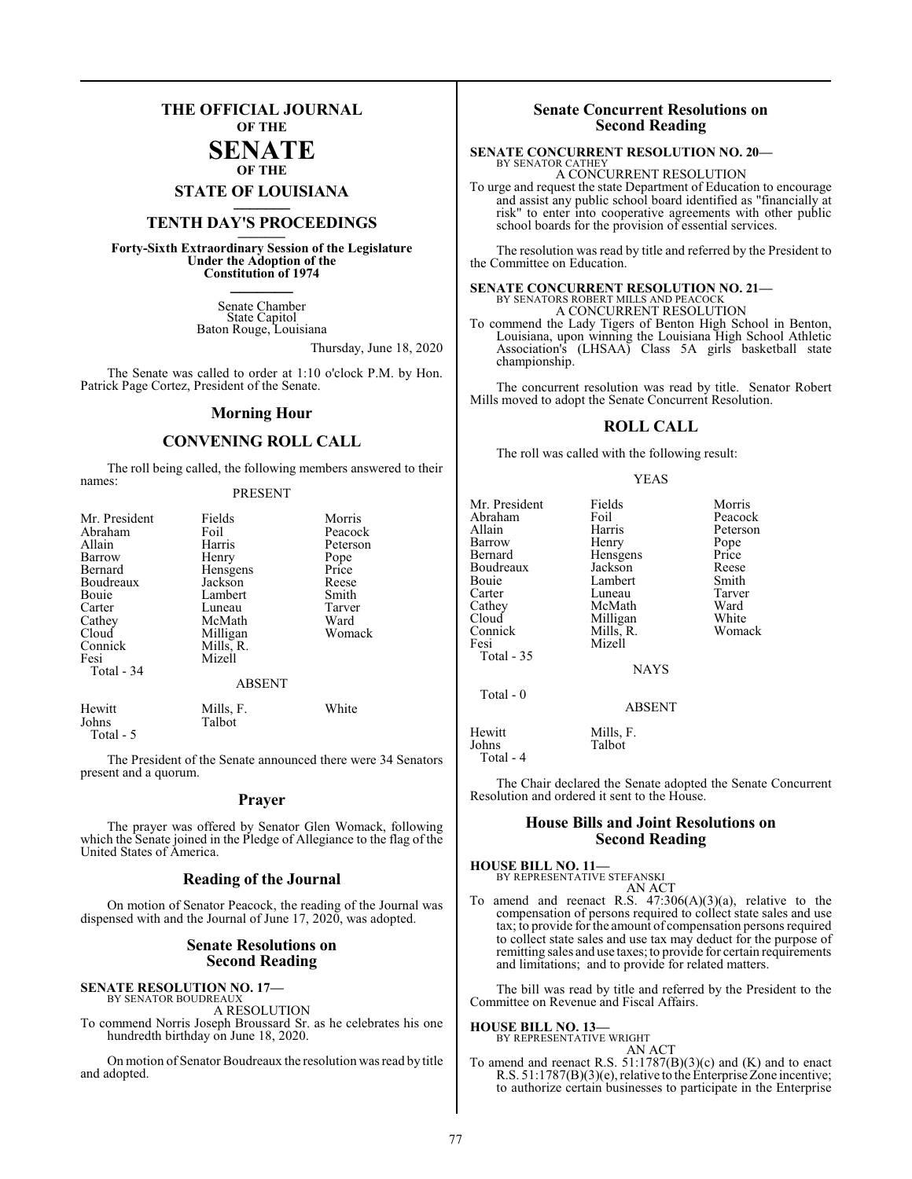# THE OFFICIAL JOURNAL OF THE SENATE OF THE STATE OF LOUISIANA

## TENTH DAY'S PROCEEDINGS

**Forty-Sixth Extraordinary Session of the Legislature Under the Adoption of the Constitution of 1974**

Senate Chamber
State Capitol
Baton Rouge, Louisiana

Thursday, June 18, 2020

The Senate was called to order at 1:10 o'clock P.M. by Hon. Patrick Page Cortez, President of the Senate.

## Morning Hour

## CONVENING ROLL CALL

The roll being called, the following members answered to their names:

PRESENT

| | | |
|---|---|---|
| Mr. President | Fields | Morris |
| Abraham | Foil | Peacock |
| Allain | Harris | Peterson |
| Barrow | Henry | Pope |
| Bernard | Hensgens | Price |
| Boudreaux | Jackson | Reese |
| Bouie | Lambert | Smith |
| Carter | Luneau | Tarver |
| Cathey | McMath | Ward |
| Cloud | Milligan | Womack |
| Connick | Mills, R. | |
| Fesi | Mizell | |
| Total - 34 | | |

ABSENT

| | | |
|---|---|---|
| Hewitt | Mills, F. | White |
| Johns | Talbot | |
| Total - 5 | | |

The President of the Senate announced there were 34 Senators present and a quorum.

## Prayer

The prayer was offered by Senator Glen Womack, following which the Senate joined in the Pledge of Allegiance to the flag of the United States of America.

## Reading of the Journal

On motion of Senator Peacock, the reading of the Journal was dispensed with and the Journal of June 17, 2020, was adopted.

## Senate Resolutions on Second Reading

**SENATE RESOLUTION NO. 17—**
BY SENATOR BOUDREAUX

A RESOLUTION

To commend Norris Joseph Broussard Sr. as he celebrates his one hundredth birthday on June 18, 2020.

On motion of Senator Boudreaux the resolution was read by title and adopted.

## Senate Concurrent Resolutions on Second Reading

**SENATE CONCURRENT RESOLUTION NO. 20—**
BY SENATOR CATHEY

A CONCURRENT RESOLUTION

To urge and request the state Department of Education to encourage and assist any public school board identified as "financially at risk" to enter into cooperative agreements with other public school boards for the provision of essential services.

The resolution was read by title and referred by the President to the Committee on Education.

**SENATE CONCURRENT RESOLUTION NO. 21—**
BY SENATORS ROBERT MILLS AND PEACOCK

A CONCURRENT RESOLUTION

To commend the Lady Tigers of Benton High School in Benton, Louisiana, upon winning the Louisiana High School Athletic Association's (LHSAA) Class 5A girls basketball state championship.

The concurrent resolution was read by title. Senator Robert Mills moved to adopt the Senate Concurrent Resolution.

## ROLL CALL

The roll was called with the following result:

YEAS

| | | |
|---|---|---|
| Mr. President | Fields | Morris |
| Abraham | Foil | Peacock |
| Allain | Harris | Peterson |
| Barrow | Henry | Pope |
| Bernard | Hensgens | Price |
| Boudreaux | Jackson | Reese |
| Bouie | Lambert | Smith |
| Carter | Luneau | Tarver |
| Cathey | McMath | Ward |
| Cloud | Milligan | White |
| Connick | Mills, R. | Womack |
| Fesi | Mizell | |
| Total - 35 | | |

NAYS

Total - 0

ABSENT

| | |
|---|---|
| Hewitt | Mills, F. |
| Johns | Talbot |
| Total - 4 | |

The Chair declared the Senate adopted the Senate Concurrent Resolution and ordered it sent to the House.

## House Bills and Joint Resolutions on Second Reading

**HOUSE BILL NO. 11—**
BY REPRESENTATIVE STEFANSKI

AN ACT

To amend and reenact R.S. 47:306(A)(3)(a), relative to the compensation of persons required to collect state sales and use tax; to provide for the amount of compensation persons required to collect state sales and use tax may deduct for the purpose of remitting sales and use taxes; to provide for certain requirements and limitations; and to provide for related matters.

The bill was read by title and referred by the President to the Committee on Revenue and Fiscal Affairs.

**HOUSE BILL NO. 13—**
BY REPRESENTATIVE WRIGHT

AN ACT

To amend and reenact R.S. 51:1787(B)(3)(c) and (K) and to enact R.S. 51:1787(B)(3)(e), relative to the Enterprise Zone incentive; to authorize certain businesses to participate in the Enterprise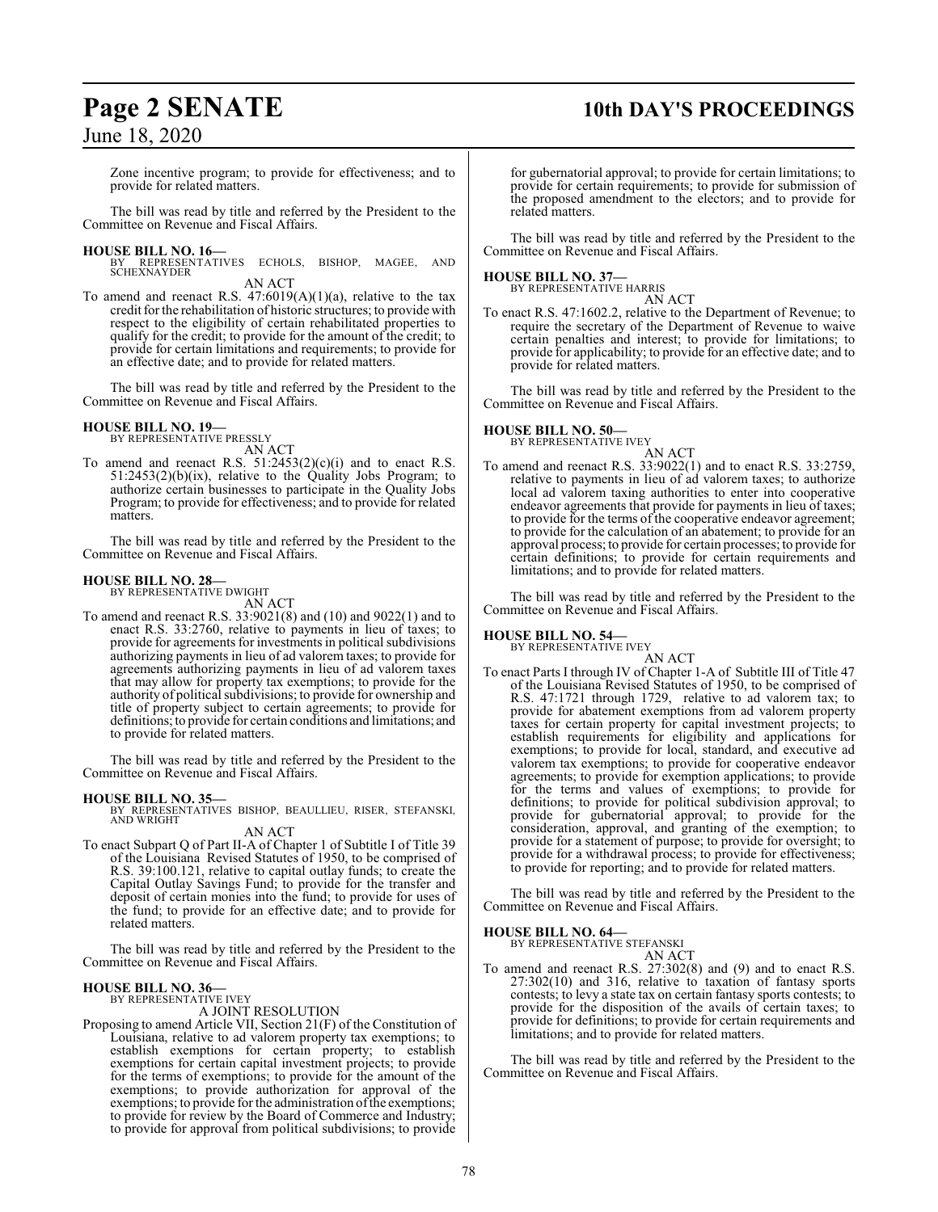Zone incentive program; to provide for effectiveness; and to provide for related matters.

The bill was read by title and referred by the President to the Committee on Revenue and Fiscal Affairs.

**HOUSE BILL NO. 16—**
BY REPRESENTATIVES ECHOLS, BISHOP, MAGEE, AND SCHEXNAYDER

AN ACT

To amend and reenact R.S. 47:6019(A)(1)(a), relative to the tax credit for the rehabilitation of historic structures; to provide with respect to the eligibility of certain rehabilitated properties to qualify for the credit; to provide for the amount of the credit; to provide for certain limitations and requirements; to provide for an effective date; and to provide for related matters.

The bill was read by title and referred by the President to the Committee on Revenue and Fiscal Affairs.

**HOUSE BILL NO. 19—**
BY REPRESENTATIVE PRESSLY

AN ACT

To amend and reenact R.S. 51:2453(2)(c)(i) and to enact R.S. 51:2453(2)(b)(ix), relative to the Quality Jobs Program; to authorize certain businesses to participate in the Quality Jobs Program; to provide for effectiveness; and to provide for related matters.

The bill was read by title and referred by the President to the Committee on Revenue and Fiscal Affairs.

**HOUSE BILL NO. 28—**
BY REPRESENTATIVE DWIGHT

AN ACT

To amend and reenact R.S. 33:9021(8) and (10) and 9022(1) and to enact R.S. 33:2760, relative to payments in lieu of taxes; to provide for agreements for investments in political subdivisions authorizing payments in lieu of ad valorem taxes; to provide for agreements authorizing payments in lieu of ad valorem taxes that may allow for property tax exemptions; to provide for the authority of political subdivisions; to provide for ownership and title of property subject to certain agreements; to provide for definitions; to provide for certain conditions and limitations; and to provide for related matters.

The bill was read by title and referred by the President to the Committee on Revenue and Fiscal Affairs.

**HOUSE BILL NO. 35—**
BY REPRESENTATIVES BISHOP, BEAULLIEU, RISER, STEFANSKI, AND WRIGHT

AN ACT

To enact Subpart Q of Part II-A of Chapter 1 of Subtitle I of Title 39 of the Louisiana Revised Statutes of 1950, to be comprised of R.S. 39:100.121, relative to capital outlay funds; to create the Capital Outlay Savings Fund; to provide for the transfer and deposit of certain monies into the fund; to provide for uses of the fund; to provide for an effective date; and to provide for related matters.

The bill was read by title and referred by the President to the Committee on Revenue and Fiscal Affairs.

**HOUSE BILL NO. 36—**
BY REPRESENTATIVE IVEY

A JOINT RESOLUTION

Proposing to amend Article VII, Section 21(F) of the Constitution of Louisiana, relative to ad valorem property tax exemptions; to establish exemptions for certain property; to establish exemptions for certain capital investment projects; to provide for the terms of exemptions; to provide for the amount of the exemptions; to provide authorization for approval of the exemptions; to provide for the administration of the exemptions; to provide for review by the Board of Commerce and Industry; to provide for approval from political subdivisions; to provide for gubernatorial approval; to provide for certain limitations; to provide for certain requirements; to provide for submission of the proposed amendment to the electors; and to provide for related matters.

The bill was read by title and referred by the President to the Committee on Revenue and Fiscal Affairs.

**HOUSE BILL NO. 37—**
BY REPRESENTATIVE HARRIS

AN ACT

To enact R.S. 47:1602.2, relative to the Department of Revenue; to require the secretary of the Department of Revenue to waive certain penalties and interest; to provide for limitations; to provide for applicability; to provide for an effective date; and to provide for related matters.

The bill was read by title and referred by the President to the Committee on Revenue and Fiscal Affairs.

**HOUSE BILL NO. 50—**
BY REPRESENTATIVE IVEY

AN ACT

To amend and reenact R.S. 33:9022(1) and to enact R.S. 33:2759, relative to payments in lieu of ad valorem taxes; to authorize local ad valorem taxing authorities to enter into cooperative endeavor agreements that provide for payments in lieu of taxes; to provide for the terms of the cooperative endeavor agreement; to provide for the calculation of an abatement; to provide for an approval process; to provide for certain processes; to provide for certain definitions; to provide for certain requirements and limitations; and to provide for related matters.

The bill was read by title and referred by the President to the Committee on Revenue and Fiscal Affairs.

**HOUSE BILL NO. 54—**
BY REPRESENTATIVE IVEY

AN ACT

To enact Parts I through IV of Chapter 1-A of Subtitle III of Title 47 of the Louisiana Revised Statutes of 1950, to be comprised of R.S. 47:1721 through 1729, relative to ad valorem tax; to provide for abatement exemptions from ad valorem property taxes for certain property for capital investment projects; to establish requirements for eligibility and applications for exemptions; to provide for local, standard, and executive ad valorem tax exemptions; to provide for cooperative endeavor agreements; to provide for exemption applications; to provide for the terms and values of exemptions; to provide for definitions; to provide for political subdivision approval; to provide for gubernatorial approval; to provide for the consideration, approval, and granting of the exemption; to provide for a statement of purpose; to provide for oversight; to provide for a withdrawal process; to provide for effectiveness; to provide for reporting; and to provide for related matters.

The bill was read by title and referred by the President to the Committee on Revenue and Fiscal Affairs.

**HOUSE BILL NO. 64—**
BY REPRESENTATIVE STEFANSKI

AN ACT

To amend and reenact R.S. 27:302(8) and (9) and to enact R.S. 27:302(10) and 316, relative to taxation of fantasy sports contests; to levy a state tax on certain fantasy sports contests; to provide for the disposition of the avails of certain taxes; to provide for definitions; to provide for certain requirements and limitations; and to provide for related matters.

The bill was read by title and referred by the President to the Committee on Revenue and Fiscal Affairs.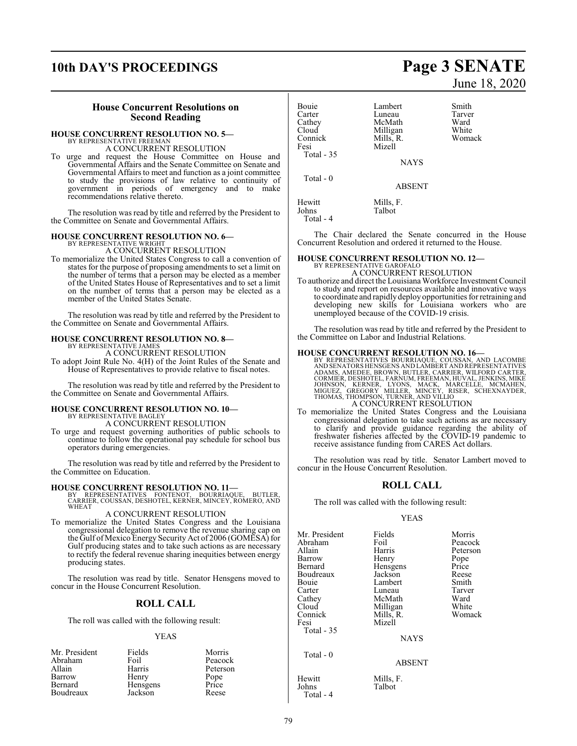## House Concurrent Resolutions on Second Reading

**HOUSE CONCURRENT RESOLUTION NO. 5—**
BY REPRESENTATIVE FREEMAN
A CONCURRENT RESOLUTION

To urge and request the House Committee on House and Governmental Affairs and the Senate Committee on Senate and Governmental Affairs to meet and function as a joint committee to study the provisions of law relative to continuity of government in periods of emergency and to make recommendations relative thereto.

The resolution was read by title and referred by the President to the Committee on Senate and Governmental Affairs.

**HOUSE CONCURRENT RESOLUTION NO. 6—**
BY REPRESENTATIVE WRIGHT
A CONCURRENT RESOLUTION

To memorialize the United States Congress to call a convention of states for the purpose of proposing amendments to set a limit on the number of terms that a person may be elected as a member of the United States House of Representatives and to set a limit on the number of terms that a person may be elected as a member of the United States Senate.

The resolution was read by title and referred by the President to the Committee on Senate and Governmental Affairs.

**HOUSE CONCURRENT RESOLUTION NO. 8—**
BY REPRESENTATIVE JAMES
A CONCURRENT RESOLUTION

To adopt Joint Rule No. 4(H) of the Joint Rules of the Senate and House of Representatives to provide relative to fiscal notes.

The resolution was read by title and referred by the President to the Committee on Senate and Governmental Affairs.

**HOUSE CONCURRENT RESOLUTION NO. 10—**
BY REPRESENTATIVE BAGLEY
A CONCURRENT RESOLUTION

To urge and request governing authorities of public schools to continue to follow the operational pay schedule for school bus operators during emergencies.

The resolution was read by title and referred by the President to the Committee on Education.

**HOUSE CONCURRENT RESOLUTION NO. 11—**
BY REPRESENTATIVES FONTENOT, BOURRIAQUE, BUTLER, CARRIER, COUSSAN, DESHOTEL, KERNER, MINCEY, ROMERO, AND WHEAT
A CONCURRENT RESOLUTION

To memorialize the United States Congress and the Louisiana congressional delegation to remove the revenue sharing cap on the Gulf of Mexico Energy Security Act of 2006 (GOMESA) for Gulf producing states and to take such actions as are necessary to rectify the federal revenue sharing inequities between energy producing states.

The resolution was read by title. Senator Hensgens moved to concur in the House Concurrent Resolution.

### ROLL CALL

The roll was called with the following result:

YEAS

| | | |
|---|---|---|
| Mr. President | Fields | Morris |
| Abraham | Foil | Peacock |
| Allain | Harris | Peterson |
| Barrow | Henry | Pope |
| Bernard | Hensgens | Price |
| Boudreaux | Jackson | Reese |
| Bouie | Lambert | Smith |
| Carter | Luneau | Tarver |
| Cathey | McMath | Ward |
| Cloud | Milligan | White |
| Connick | Mills, R. | Womack |
| Fesi | Mizell | |

Total - 35

NAYS

Total - 0

ABSENT

| | |
|---|---|
| Hewitt | Mills, F. |
| Johns | Talbot |

Total - 4

The Chair declared the Senate concurred in the House Concurrent Resolution and ordered it returned to the House.

**HOUSE CONCURRENT RESOLUTION NO. 12—**
BY REPRESENTATIVE GAROFALO
A CONCURRENT RESOLUTION

To authorize and direct the Louisiana Workforce Investment Council to study and report on resources available and innovative ways to coordinate and rapidly deploy opportunities for retraining and developing new skills for Louisiana workers who are unemployed because of the COVID-19 crisis.

The resolution was read by title and referred by the President to the Committee on Labor and Industrial Relations.

**HOUSE CONCURRENT RESOLUTION NO. 16—**
BY REPRESENTATIVES BOURRIAQUE, COUSSAN, AND LACOMBE AND SENATORS HENSGENS AND LAMBERT AND REPRESENTATIVES ADAMS, AMEDEE, BROWN, BUTLER, CARRIER, WILFORD CARTER, CORMIER, DESHOTEL, FARNUM, FREEMAN, HUVAL, JENKINS, MIKE JOHNSON, KERNER, LYONS, MACK, MARCELLE, MCMAHEN, MIGUEZ, GREGORY MILLER, MINCEY, RISER, SCHEXNAYDER, THOMAS, THOMPSON, TURNER, AND VILLIO
A CONCURRENT RESOLUTION

To memorialize the United States Congress and the Louisiana congressional delegation to take such actions as are necessary to clarify and provide guidance regarding the ability of freshwater fisheries affected by the COVID-19 pandemic to receive assistance funding from CARES Act dollars.

The resolution was read by title. Senator Lambert moved to concur in the House Concurrent Resolution.

### ROLL CALL

The roll was called with the following result:

YEAS

| | | |
|---|---|---|
| Mr. President | Fields | Morris |
| Abraham | Foil | Peacock |
| Allain | Harris | Peterson |
| Barrow | Henry | Pope |
| Bernard | Hensgens | Price |
| Boudreaux | Jackson | Reese |
| Bouie | Lambert | Smith |
| Carter | Luneau | Tarver |
| Cathey | McMath | Ward |
| Cloud | Milligan | White |
| Connick | Mills, R. | Womack |
| Fesi | Mizell | |

Total - 35

NAYS

Total - 0

ABSENT

| | |
|---|---|
| Hewitt | Mills, F. |
| Johns | Talbot |

Total - 4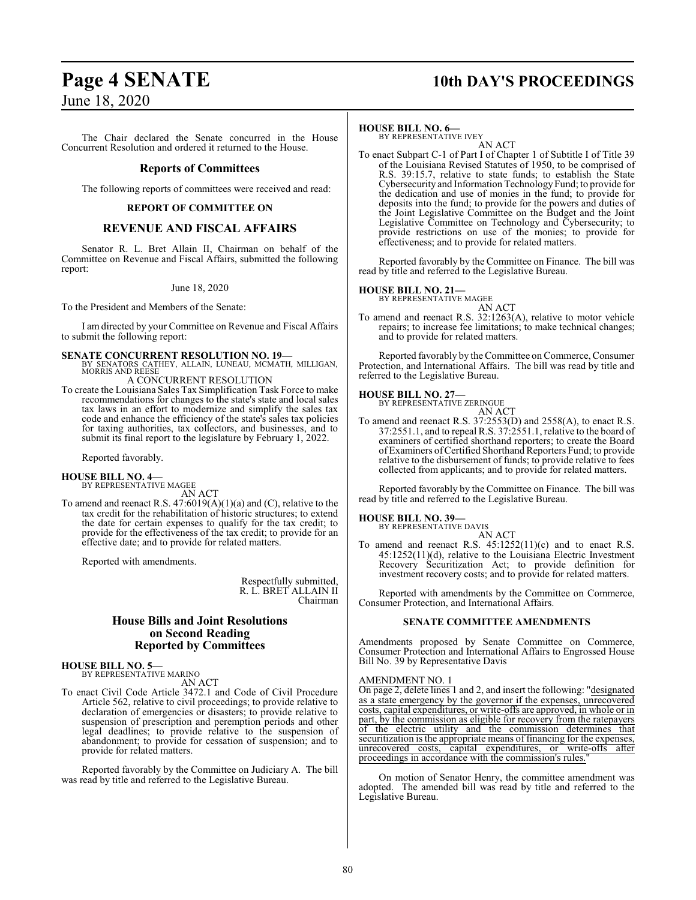The Chair declared the Senate concurred in the House Concurrent Resolution and ordered it returned to the House.

## Reports of Committees

The following reports of committees were received and read:

**REPORT OF COMMITTEE ON**

## REVENUE AND FISCAL AFFAIRS

Senator R. L. Bret Allain II, Chairman on behalf of the Committee on Revenue and Fiscal Affairs, submitted the following report:

June 18, 2020

To the President and Members of the Senate:

I am directed by your Committee on Revenue and Fiscal Affairs to submit the following report:

**SENATE CONCURRENT RESOLUTION NO. 19—**
BY SENATORS CATHEY, ALLAIN, LUNEAU, MCMATH, MILLIGAN, MORRIS AND REESE

A CONCURRENT RESOLUTION

To create the Louisiana Sales Tax Simplification Task Force to make recommendations for changes to the state's state and local sales tax laws in an effort to modernize and simplify the sales tax code and enhance the efficiency of the state's sales tax policies for taxing authorities, tax collectors, and businesses, and to submit its final report to the legislature by February 1, 2022.

Reported favorably.

**HOUSE BILL NO. 4—**
BY REPRESENTATIVE MAGEE

AN ACT

To amend and reenact R.S. 47:6019(A)(1)(a) and (C), relative to the tax credit for the rehabilitation of historic structures; to extend the date for certain expenses to qualify for the tax credit; to provide for the effectiveness of the tax credit; to provide for an effective date; and to provide for related matters.

Reported with amendments.

Respectfully submitted,
R. L. BRET ALLAIN II
Chairman

## House Bills and Joint Resolutions on Second Reading Reported by Committees

**HOUSE BILL NO. 5—**
BY REPRESENTATIVE MARINO

AN ACT

To enact Civil Code Article 3472.1 and Code of Civil Procedure Article 562, relative to civil proceedings; to provide relative to declaration of emergencies or disasters; to provide relative to suspension of prescription and peremption periods and other legal deadlines; to provide relative to the suspension of abandonment; to provide for cessation of suspension; and to provide for related matters.

Reported favorably by the Committee on Judiciary A. The bill was read by title and referred to the Legislative Bureau.

**HOUSE BILL NO. 6—**
BY REPRESENTATIVE IVEY

AN ACT

To enact Subpart C-1 of Part I of Chapter 1 of Subtitle I of Title 39 of the Louisiana Revised Statutes of 1950, to be comprised of R.S. 39:15.7, relative to state funds; to establish the State Cybersecurity and Information Technology Fund; to provide for the dedication and use of monies in the fund; to provide for deposits into the fund; to provide for the powers and duties of the Joint Legislative Committee on the Budget and the Joint Legislative Committee on Technology and Cybersecurity; to provide restrictions on use of the monies; to provide for effectiveness; and to provide for related matters.

Reported favorably by the Committee on Finance. The bill was read by title and referred to the Legislative Bureau.

**HOUSE BILL NO. 21—**
BY REPRESENTATIVE MAGEE

AN ACT

To amend and reenact R.S. 32:1263(A), relative to motor vehicle repairs; to increase fee limitations; to make technical changes; and to provide for related matters.

Reported favorably by the Committee on Commerce, Consumer Protection, and International Affairs. The bill was read by title and referred to the Legislative Bureau.

**HOUSE BILL NO. 27—**
BY REPRESENTATIVE ZERINGUE

AN ACT

To amend and reenact R.S. 37:2553(D) and 2558(A), to enact R.S. 37:2551.1, and to repeal R.S. 37:2551.1, relative to the board of examiners of certified shorthand reporters; to create the Board of Examiners of Certified Shorthand Reporters Fund; to provide relative to the disbursement of funds; to provide relative to fees collected from applicants; and to provide for related matters.

Reported favorably by the Committee on Finance. The bill was read by title and referred to the Legislative Bureau.

**HOUSE BILL NO. 39—**
BY REPRESENTATIVE DAVIS

AN ACT

To amend and reenact R.S. 45:1252(11)(c) and to enact R.S. 45:1252(11)(d), relative to the Louisiana Electric Investment Recovery Securitization Act; to provide definition for investment recovery costs; and to provide for related matters.

Reported with amendments by the Committee on Commerce, Consumer Protection, and International Affairs.

**SENATE COMMITTEE AMENDMENTS**

Amendments proposed by Senate Committee on Commerce, Consumer Protection and International Affairs to Engrossed House Bill No. 39 by Representative Davis

AMENDMENT NO. 1

On page 2, delete lines 1 and 2, and insert the following: "designated as a state emergency by the governor if the expenses, unrecovered costs, capital expenditures, or write-offs are approved, in whole or in part, by the commission as eligible for recovery from the ratepayers of the electric utility and the commission determines that securitization is the appropriate means of financing for the expenses, unrecovered costs, capital expenditures, or write-offs after proceedings in accordance with the commission's rules."

On motion of Senator Henry, the committee amendment was adopted. The amended bill was read by title and referred to the Legislative Bureau.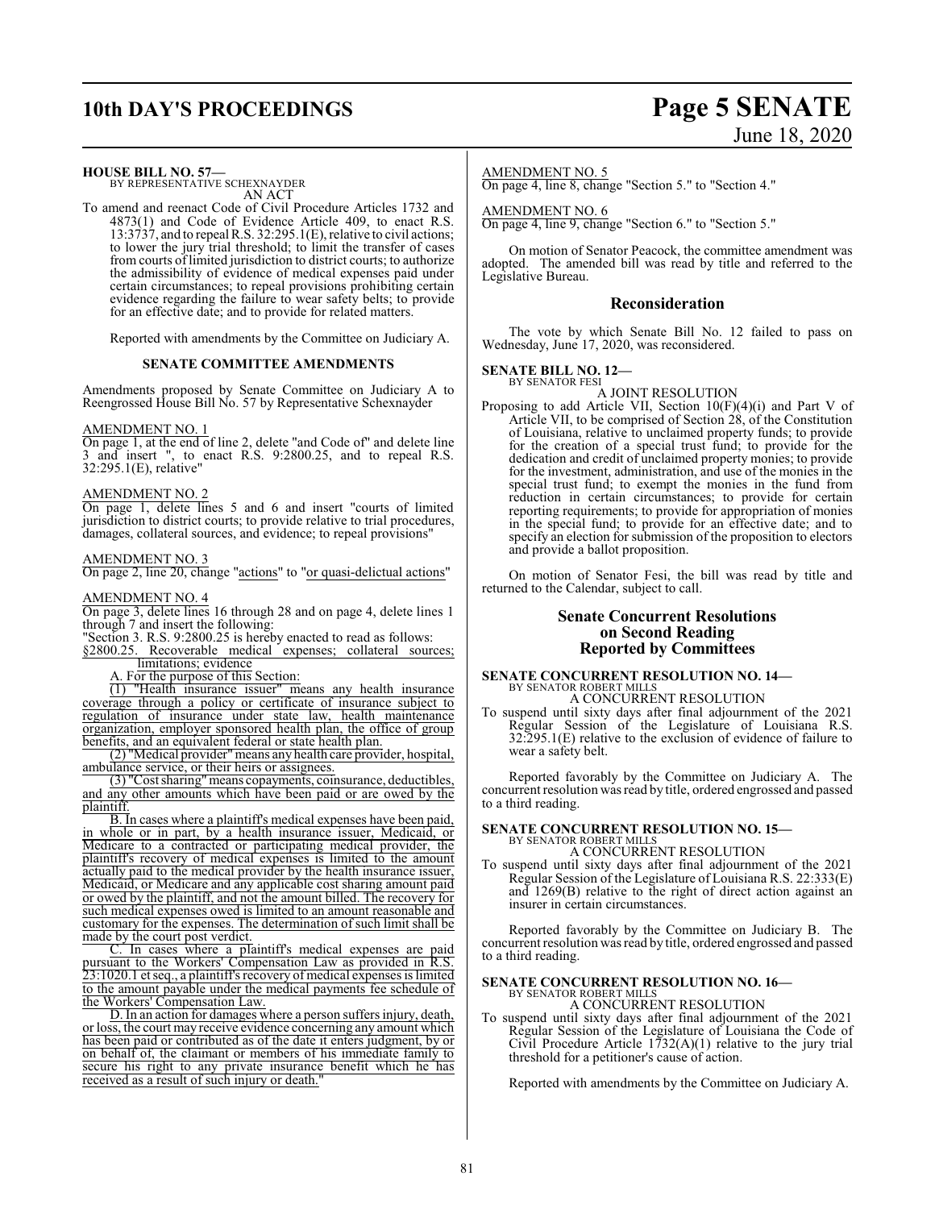**HOUSE BILL NO. 57—**
BY REPRESENTATIVE SCHEXNAYDER
AN ACT

To amend and reenact Code of Civil Procedure Articles 1732 and 4873(1) and Code of Evidence Article 409, to enact R.S. 13:3737, and to repeal R.S. 32:295.1(E), relative to civil actions; to lower the jury trial threshold; to limit the transfer of cases from courts of limited jurisdiction to district courts; to authorize the admissibility of evidence of medical expenses paid under certain circumstances; to repeal provisions prohibiting certain evidence regarding the failure to wear safety belts; to provide for an effective date; and to provide for related matters.

Reported with amendments by the Committee on Judiciary A.

### SENATE COMMITTEE AMENDMENTS

Amendments proposed by Senate Committee on Judiciary A to Reengrossed House Bill No. 57 by Representative Schexnayder

AMENDMENT NO. 1
On page 1, at the end of line 2, delete "and Code of" and delete line 3 and insert ", to enact R.S. 9:2800.25, and to repeal R.S. 32:295.1(E), relative"

AMENDMENT NO. 2
On page 1, delete lines 5 and 6 and insert "courts of limited jurisdiction to district courts; to provide relative to trial procedures, damages, collateral sources, and evidence; to repeal provisions"

AMENDMENT NO. 3
On page 2, line 20, change "actions" to "or quasi-delictual actions"

AMENDMENT NO. 4
On page 3, delete lines 16 through 28 and on page 4, delete lines 1 through 7 and insert the following:
"Section 3. R.S. 9:2800.25 is hereby enacted to read as follows:
§2800.25. Recoverable medical expenses; collateral sources; limitations; evidence

A. For the purpose of this Section:

(1) "Health insurance issuer" means any health insurance coverage through a policy or certificate of insurance subject to regulation of insurance under state law, health maintenance organization, employer sponsored health plan, the office of group benefits, and an equivalent federal or state health plan.

(2) "Medical provider" means any health care provider, hospital, ambulance service, or their heirs or assignees.

(3) "Cost sharing" means copayments, coinsurance, deductibles, and any other amounts which have been paid or are owed by the plaintiff.

B. In cases where a plaintiff's medical expenses have been paid, in whole or in part, by a health insurance issuer, Medicaid, or Medicare to a contracted or participating medical provider, the plaintiff's recovery of medical expenses is limited to the amount actually paid to the medical provider by the health insurance issuer, Medicaid, or Medicare and any applicable cost sharing amount paid or owed by the plaintiff, and not the amount billed. The recovery for such medical expenses owed is limited to an amount reasonable and customary for the expenses. The determination of such limit shall be made by the court post verdict.

C. In cases where a plaintiff's medical expenses are paid pursuant to the Workers' Compensation Law as provided in R.S. 23:1020.1 et seq., a plaintiff's recovery of medical expenses is limited to the amount payable under the medical payments fee schedule of the Workers' Compensation Law.

D. In an action for damages where a person suffers injury, death, or loss, the court may receive evidence concerning any amount which has been paid or contributed as of the date it enters judgment, by or on behalf of, the claimant or members of his immediate family to secure his right to any private insurance benefit which he has received as a result of such injury or death."

AMENDMENT NO. 5
On page 4, line 8, change "Section 5." to "Section 4."

AMENDMENT NO. 6
On page 4, line 9, change "Section 6." to "Section 5."

On motion of Senator Peacock, the committee amendment was adopted. The amended bill was read by title and referred to the Legislative Bureau.

## Reconsideration

The vote by which Senate Bill No. 12 failed to pass on Wednesday, June 17, 2020, was reconsidered.

**SENATE BILL NO. 12—**
BY SENATOR FESI
A JOINT RESOLUTION

Proposing to add Article VII, Section 10(F)(4)(i) and Part V of Article VII, to be comprised of Section 28, of the Constitution of Louisiana, relative to unclaimed property funds; to provide for the creation of a special trust fund; to provide for the dedication and credit of unclaimed property monies; to provide for the investment, administration, and use of the monies in the special trust fund; to exempt the monies in the fund from reduction in certain circumstances; to provide for certain reporting requirements; to provide for appropriation of monies in the special fund; to provide for an effective date; and to specify an election for submission of the proposition to electors and provide a ballot proposition.

On motion of Senator Fesi, the bill was read by title and returned to the Calendar, subject to call.

## Senate Concurrent Resolutions on Second Reading Reported by Committees

**SENATE CONCURRENT RESOLUTION NO. 14—**
BY SENATOR ROBERT MILLS
A CONCURRENT RESOLUTION

To suspend until sixty days after final adjournment of the 2021 Regular Session of the Legislature of Louisiana R.S. 32:295.1(E) relative to the exclusion of evidence of failure to wear a safety belt.

Reported favorably by the Committee on Judiciary A. The concurrent resolution was read by title, ordered engrossed and passed to a third reading.

**SENATE CONCURRENT RESOLUTION NO. 15—**
BY SENATOR ROBERT MILLS
A CONCURRENT RESOLUTION

To suspend until sixty days after final adjournment of the 2021 Regular Session of the Legislature of Louisiana R.S. 22:333(E) and 1269(B) relative to the right of direct action against an insurer in certain circumstances.

Reported favorably by the Committee on Judiciary B. The concurrent resolution was read by title, ordered engrossed and passed to a third reading.

**SENATE CONCURRENT RESOLUTION NO. 16—**
BY SENATOR ROBERT MILLS
A CONCURRENT RESOLUTION

To suspend until sixty days after final adjournment of the 2021 Regular Session of the Legislature of Louisiana the Code of Civil Procedure Article 1732(A)(1) relative to the jury trial threshold for a petitioner's cause of action.

Reported with amendments by the Committee on Judiciary A.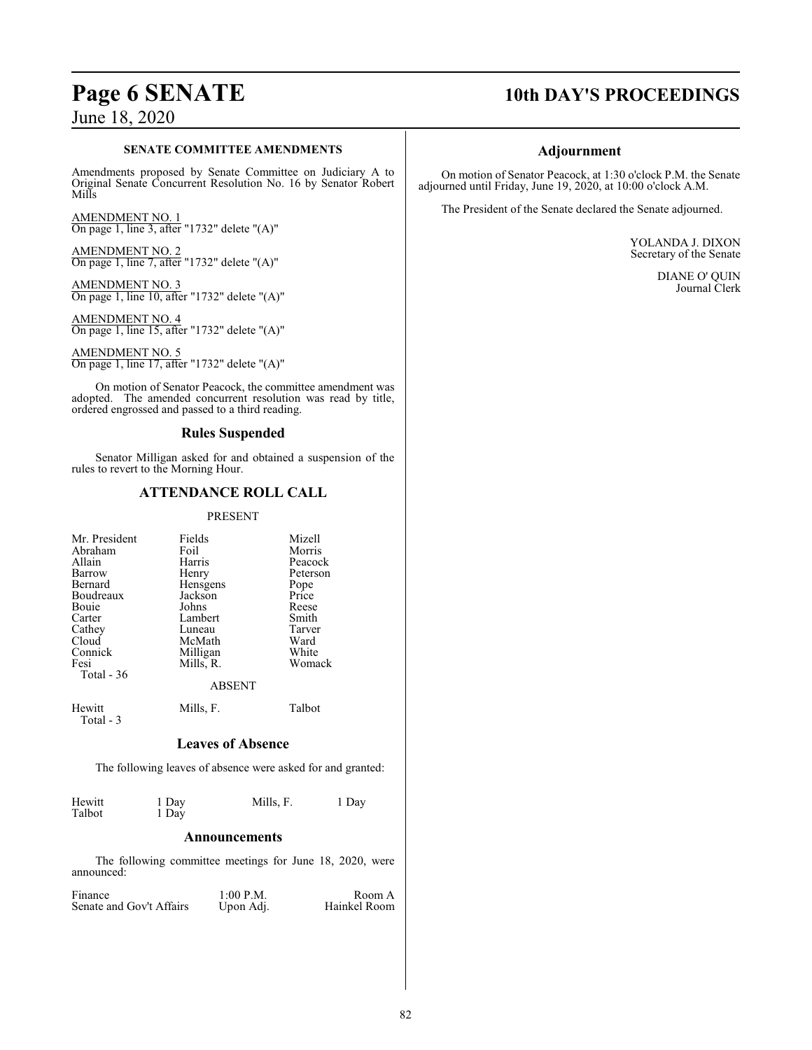**SENATE COMMITTEE AMENDMENTS**

Amendments proposed by Senate Committee on Judiciary A to Original Senate Concurrent Resolution No. 16 by Senator Robert Mills

AMENDMENT NO. 1
On page 1, line 3, after "1732" delete "(A)"

AMENDMENT NO. 2
On page 1, line 7, after "1732" delete "(A)"

AMENDMENT NO. 3
On page 1, line 10, after "1732" delete "(A)"

AMENDMENT NO. 4
On page 1, line 15, after "1732" delete "(A)"

AMENDMENT NO. 5
On page 1, line 17, after "1732" delete "(A)"

On motion of Senator Peacock, the committee amendment was adopted. The amended concurrent resolution was read by title, ordered engrossed and passed to a third reading.

## Rules Suspended

Senator Milligan asked for and obtained a suspension of the rules to revert to the Morning Hour.

## ATTENDANCE ROLL CALL

PRESENT

| | | |
|---|---|---|
| Mr. President | Fields | Mizell |
| Abraham | Foil | Morris |
| Allain | Harris | Peacock |
| Barrow | Henry | Peterson |
| Bernard | Hensgens | Pope |
| Boudreaux | Jackson | Price |
| Bouie | Johns | Reese |
| Carter | Lambert | Smith |
| Cathey | Luneau | Tarver |
| Cloud | McMath | Ward |
| Connick | Milligan | White |
| Fesi | Mills, R. | Womack |

Total - 36

ABSENT

| | | |
|---|---|---|
| Hewitt | Mills, F. | Talbot |

Total - 3

## Leaves of Absence

The following leaves of absence were asked for and granted:

| | | | |
|---|---|---|---|
| Hewitt | 1 Day | Mills, F. | 1 Day |
| Talbot | 1 Day | | |

## Announcements

The following committee meetings for June 18, 2020, were announced:

| | | |
|---|---|---|
| Finance | 1:00 P.M. | Room A |
| Senate and Gov't Affairs | Upon Adj. | Hainkel Room |

## Adjournment

On motion of Senator Peacock, at 1:30 o'clock P.M. the Senate adjourned until Friday, June 19, 2020, at 10:00 o'clock A.M.

The President of the Senate declared the Senate adjourned.

YOLANDA J. DIXON
Secretary of the Senate

DIANE O' QUIN
Journal Clerk